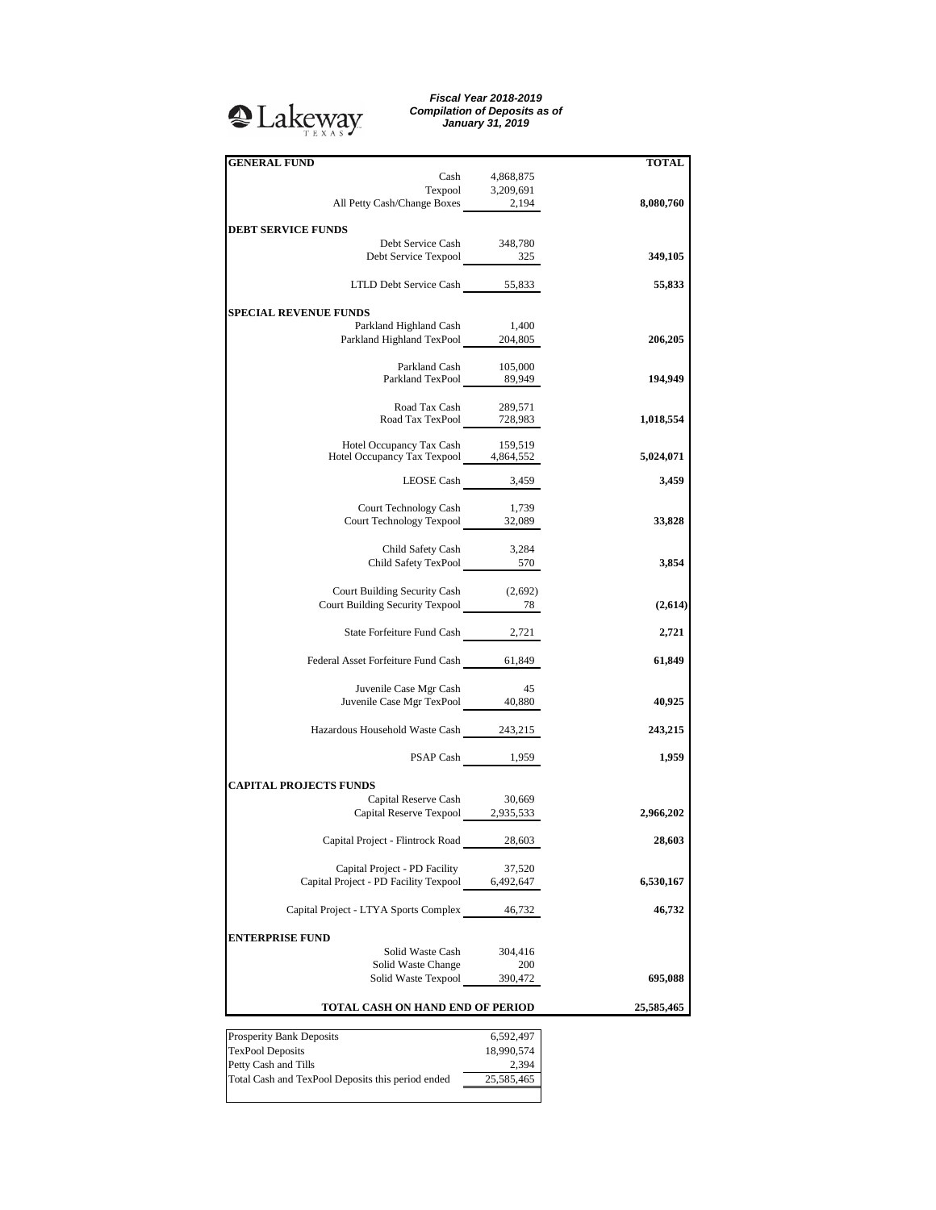Lakeway TEXAS

***Fiscal Year 2018-2019***
***Compilation of Deposits as of***
***January 31, 2019***

| **GENERAL FUND** | | **TOTAL** |
|---|---|---|
| Cash | 4,868,875 | |
| Texpool | 3,209,691 | |
| All Petty Cash/Change Boxes | 2,194 | **8,080,760** |
| **DEBT SERVICE FUNDS** | | |
| Debt Service Cash | 348,780 | |
| Debt Service Texpool | 325 | **349,105** |
| LTLD Debt Service Cash | 55,833 | **55,833** |
| **SPECIAL REVENUE FUNDS** | | |
| Parkland Highland Cash | 1,400 | |
| Parkland Highland TexPool | 204,805 | **206,205** |
| Parkland Cash | 105,000 | |
| Parkland TexPool | 89,949 | **194,949** |
| Road Tax Cash | 289,571 | |
| Road Tax TexPool | 728,983 | **1,018,554** |
| Hotel Occupancy Tax Cash | 159,519 | |
| Hotel Occupancy Tax Texpool | 4,864,552 | **5,024,071** |
| LEOSE Cash | 3,459 | **3,459** |
| Court Technology Cash | 1,739 | |
| Court Technology Texpool | 32,089 | **33,828** |
| Child Safety Cash | 3,284 | |
| Child Safety TexPool | 570 | **3,854** |
| Court Building Security Cash | (2,692) | |
| Court Building Security Texpool | 78 | **(2,614)** |
| State Forfeiture Fund Cash | 2,721 | **2,721** |
| Federal Asset Forfeiture Fund Cash | 61,849 | **61,849** |
| Juvenile Case Mgr Cash | 45 | |
| Juvenile Case Mgr TexPool | 40,880 | **40,925** |
| Hazardous Household Waste Cash | 243,215 | **243,215** |
| PSAP Cash | 1,959 | **1,959** |
| **CAPITAL PROJECTS FUNDS** | | |
| Capital Reserve Cash | 30,669 | |
| Capital Reserve Texpool | 2,935,533 | **2,966,202** |
| Capital Project - Flintrock Road | 28,603 | **28,603** |
| Capital Project - PD Facility | 37,520 | |
| Capital Project - PD Facility Texpool | 6,492,647 | **6,530,167** |
| Capital Project - LTYA Sports Complex | 46,732 | **46,732** |
| **ENTERPRISE FUND** | | |
| Solid Waste Cash | 304,416 | |
| Solid Waste Change | 200 | |
| Solid Waste Texpool | 390,472 | **695,088** |
| **TOTAL CASH ON HAND END OF PERIOD** | | **25,585,465** |

| | |
|---|---|
| Prosperity Bank Deposits | 6,592,497 |
| TexPool Deposits | 18,990,574 |
| Petty Cash and Tills | 2,394 |
| Total Cash and TexPool Deposits this period ended | 25,585,465 |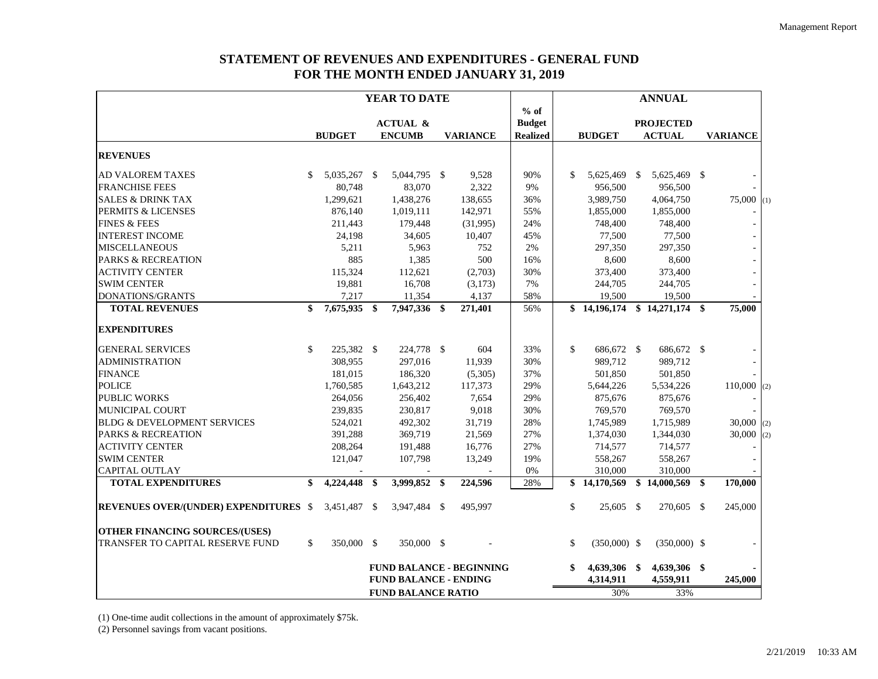# STATEMENT OF REVENUES AND EXPENDITURES - GENERAL FUND
## FOR THE MONTH ENDED JANUARY 31, 2019

| | YEAR TO DATE | | | | ANNUAL | | |
|---|---|---|---|---|---|---|---|
| | BUDGET | ACTUAL & ENCUMB | VARIANCE | % of Budget Realized | BUDGET | PROJECTED ACTUAL | VARIANCE |
| **REVENUES** | | | | | | | |
| AD VALOREM TAXES | $ 5,035,267 | $ 5,044,795 | $ 9,528 | 90% | $ 5,625,469 | $ 5,625,469 | $ - |
| FRANCHISE FEES | 80,748 | 83,070 | 2,322 | 9% | 956,500 | 956,500 | - |
| SALES & DRINK TAX | 1,299,621 | 1,438,276 | 138,655 | 36% | 3,989,750 | 4,064,750 | 75,000 (1) |
| PERMITS & LICENSES | 876,140 | 1,019,111 | 142,971 | 55% | 1,855,000 | 1,855,000 | - |
| FINES & FEES | 211,443 | 179,448 | (31,995) | 24% | 748,400 | 748,400 | - |
| INTEREST INCOME | 24,198 | 34,605 | 10,407 | 45% | 77,500 | 77,500 | - |
| MISCELLANEOUS | 5,211 | 5,963 | 752 | 2% | 297,350 | 297,350 | - |
| PARKS & RECREATION | 885 | 1,385 | 500 | 16% | 8,600 | 8,600 | - |
| ACTIVITY CENTER | 115,324 | 112,621 | (2,703) | 30% | 373,400 | 373,400 | - |
| SWIM CENTER | 19,881 | 16,708 | (3,173) | 7% | 244,705 | 244,705 | - |
| DONATIONS/GRANTS | 7,217 | 11,354 | 4,137 | 58% | 19,500 | 19,500 | - |
| **TOTAL REVENUES** | **$ 7,675,935** | **$ 7,947,336** | **$ 271,401** | 56% | **$ 14,196,174** | **$ 14,271,174** | **$ 75,000** |
| **EXPENDITURES** | | | | | | | |
| GENERAL SERVICES | $ 225,382 | $ 224,778 | $ 604 | 33% | $ 686,672 | $ 686,672 | $ - |
| ADMINISTRATION | 308,955 | 297,016 | 11,939 | 30% | 989,712 | 989,712 | - |
| FINANCE | 181,015 | 186,320 | (5,305) | 37% | 501,850 | 501,850 | - |
| POLICE | 1,760,585 | 1,643,212 | 117,373 | 29% | 5,644,226 | 5,534,226 | 110,000 (2) |
| PUBLIC WORKS | 264,056 | 256,402 | 7,654 | 29% | 875,676 | 875,676 | - |
| MUNICIPAL COURT | 239,835 | 230,817 | 9,018 | 30% | 769,570 | 769,570 | - |
| BLDG & DEVELOPMENT SERVICES | 524,021 | 492,302 | 31,719 | 28% | 1,745,989 | 1,715,989 | 30,000 (2) |
| PARKS & RECREATION | 391,288 | 369,719 | 21,569 | 27% | 1,374,030 | 1,344,030 | 30,000 (2) |
| ACTIVITY CENTER | 208,264 | 191,488 | 16,776 | 27% | 714,577 | 714,577 | - |
| SWIM CENTER | 121,047 | 107,798 | 13,249 | 19% | 558,267 | 558,267 | - |
| CAPITAL OUTLAY | - | - | - | 0% | 310,000 | 310,000 | - |
| **TOTAL EXPENDITURES** | **$ 4,224,448** | **$ 3,999,852** | **$ 224,596** | 28% | **$ 14,170,569** | **$ 14,000,569** | **$ 170,000** |
| **REVENUES OVER/(UNDER) EXPENDITURES** | $ 3,451,487 | $ 3,947,484 | $ 495,997 | | $ 25,605 | $ 270,605 | $ 245,000 |
| **OTHER FINANCING SOURCES/(USES)** | | | | | | | |
| TRANSFER TO CAPITAL RESERVE FUND | $ 350,000 | $ 350,000 | $ - | | $ (350,000) | $ (350,000) | $ - |
| | | **FUND BALANCE - BEGINNING** | | | **$ 4,639,306** | **$ 4,639,306** | **$ -** |
| | | **FUND BALANCE - ENDING** | | | **4,314,911** | **4,559,911** | **245,000** |
| | | **FUND BALANCE RATIO** | | | 30% | 33% | |

(1) One-time audit collections in the amount of approximately $75k.

(2) Personnel savings from vacant positions.